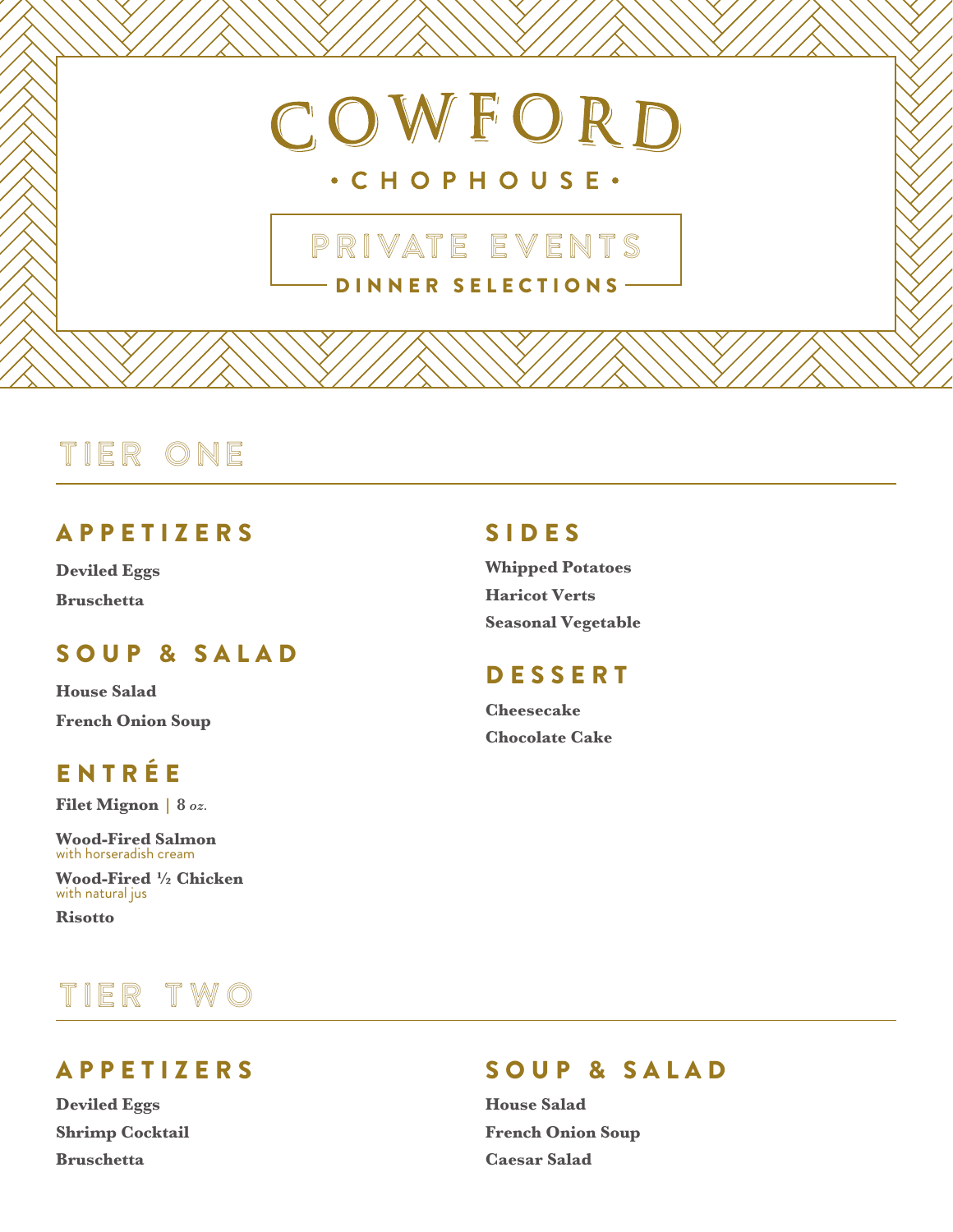# COWFORD

• CHOPHOUSE •

## PRIVATE EVENTS

DINNER SELECTIONS

## TIER ONE

### APPETIZERS

**Deviled Eggs**

**Bruschetta**

### SOUP & SALAD

**House Salad**

**French Onion Soup**

### ENTRÉE

**Filet Mignon** | **8** *oz.*

**Wood-Fired Salmon**
with horseradish cream

**Wood-Fired ½ Chicken**
with natural jus

**Risotto**

### SIDES

**Whipped Potatoes**

**Haricot Verts**

**Seasonal Vegetable**

### DESSERT

**Cheesecake**

**Chocolate Cake**

## TIER TWO

### APPETIZERS

**Deviled Eggs**

**Shrimp Cocktail**

**Bruschetta**

### SOUP & SALAD

**House Salad**

**French Onion Soup**

**Caesar Salad**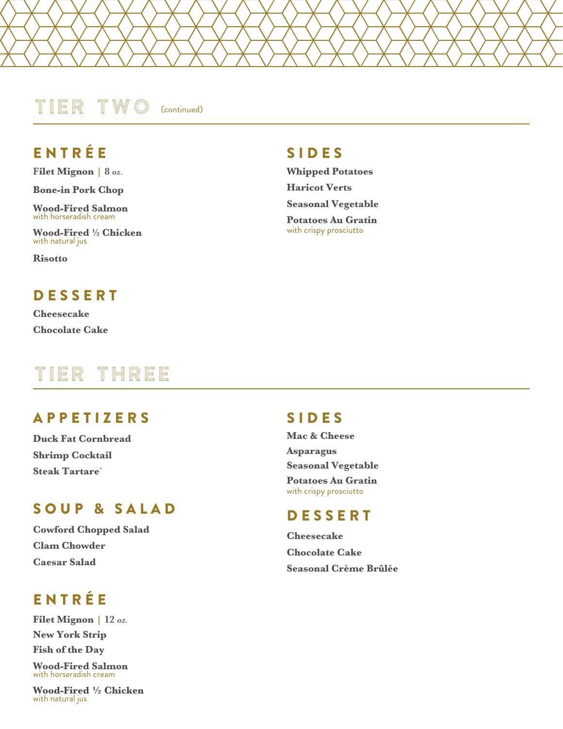# TIER TWO (continued)

## ENTRÉE

**Filet Mignon** | 8 *oz.*

**Bone-in Pork Chop**

**Wood-Fired Salmon**
with horseradish cream

**Wood-Fired ½ Chicken**
with natural jus

**Risotto**

## SIDES

**Whipped Potatoes**

**Haricot Verts**

**Seasonal Vegetable**

**Potatoes Au Gratin**
with crispy prosciutto

## DESSERT

**Cheesecake**

**Chocolate Cake**

# TIER THREE

## APPETIZERS

**Duck Fat Cornbread**

**Shrimp Cocktail**

**Steak Tartare***

## SOUP & SALAD

**Cowford Chopped Salad**

**Clam Chowder**

**Caesar Salad**

## ENTRÉE

**Filet Mignon** | 12 *oz.*

**New York Strip**

**Fish of the Day**

**Wood-Fired Salmon**
with horseradish cream

**Wood-Fired ½ Chicken**
with natural jus

## SIDES

**Mac & Cheese**

**Asparagus**

**Seasonal Vegetable**

**Potatoes Au Gratin**
with crispy prosciutto

## DESSERT

**Cheesecake**

**Chocolate Cake**

**Seasonal Crème Brûlée**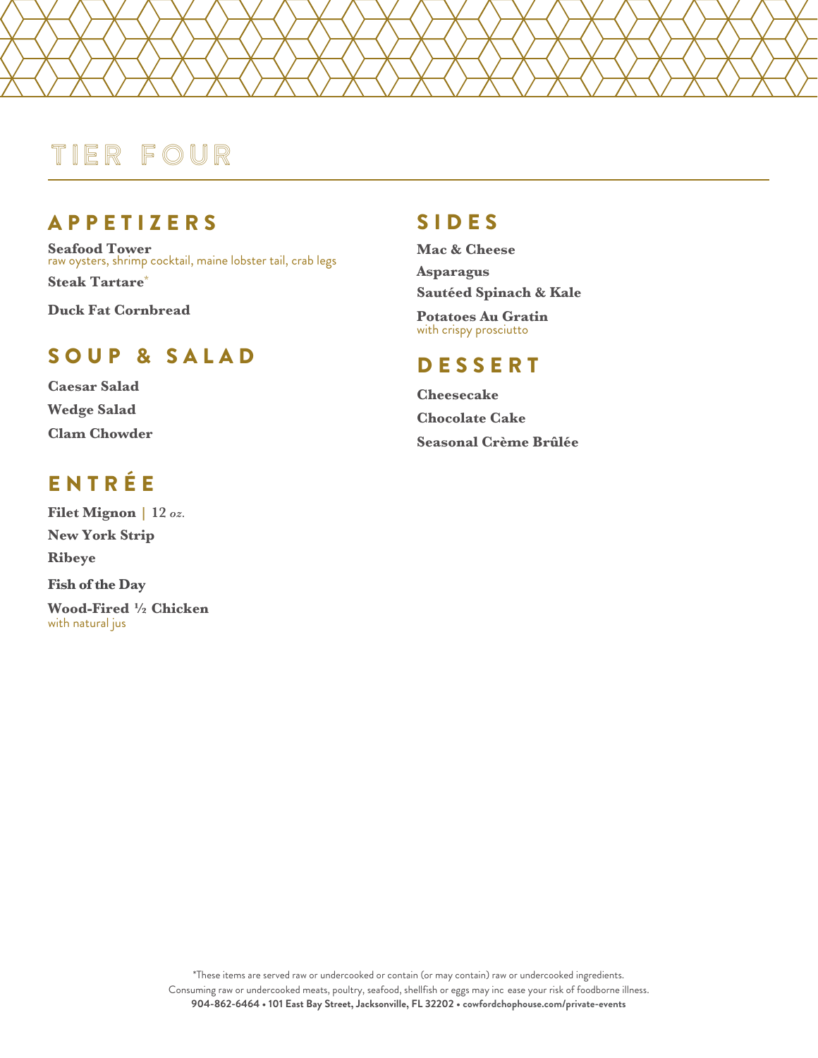# TIER FOUR

## APPETIZERS

**Seafood Tower**
raw oysters, shrimp cocktail, maine lobster tail, crab legs

**Steak Tartare***

**Duck Fat Cornbread**

## SOUP & SALAD

**Caesar Salad**

**Wedge Salad**

**Clam Chowder**

## ENTRÉE

**Filet Mignon** | 12 *oz.*

**New York Strip**

**Ribeye**

**Fish of the Day**

**Wood-Fired ½ Chicken**
with natural jus

## SIDES

**Mac & Cheese**

**Asparagus**

**Sautéed Spinach & Kale**

**Potatoes Au Gratin**
with crispy prosciutto

## DESSERT

**Cheesecake**

**Chocolate Cake**

**Seasonal Crème Brûlée**

*These items are served raw or undercooked or contain (or may contain) raw or undercooked ingredients.
Consuming raw or undercooked meats, poultry, seafood, shellfish or eggs may inc ease your risk of foodborne illness.

**904-862-6464 • 101 East Bay Street, Jacksonville, FL 32202 • cowfordchophouse.com/private-events**